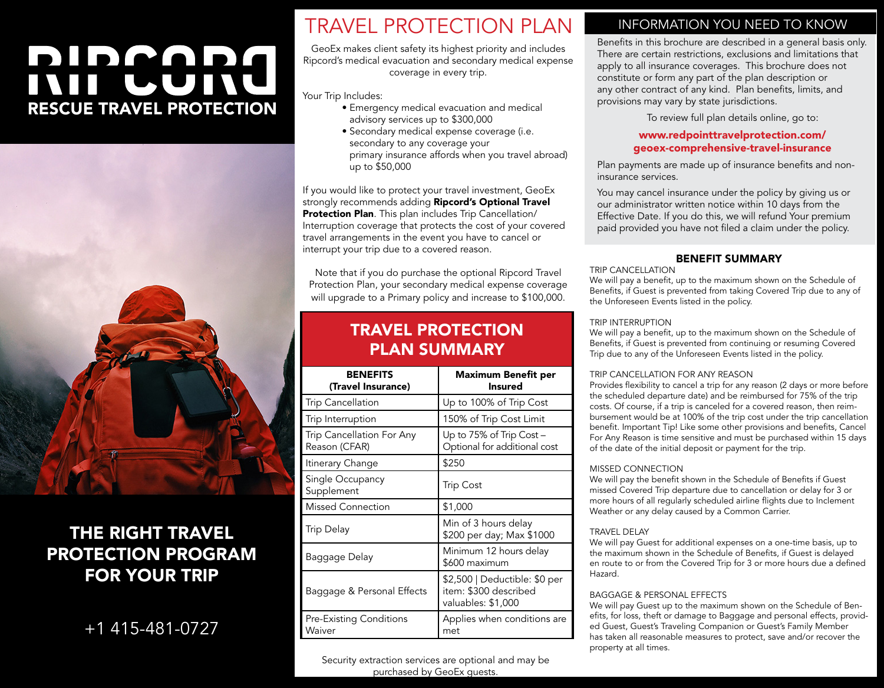# RIPCORD

## RESCUE TRAVEL PROTECTION

## THE RIGHT TRAVEL PROTECTION PROGRAM FOR YOUR TRIP

+1 415-481-0727

# TRAVEL PROTECTION PLAN

GeoEx makes client safety its highest priority and includes Ripcord's medical evacuation and secondary medical expense coverage in every trip.

Your Trip Includes:

- Emergency medical evacuation and medical advisory services up to $300,000
- Secondary medical expense coverage (i.e. secondary to any coverage your primary insurance affords when you travel abroad) up to $50,000

If you would like to protect your travel investment, GeoEx strongly recommends adding **Ripcord's Optional Travel Protection Plan**. This plan includes Trip Cancellation/ Interruption coverage that protects the cost of your covered travel arrangements in the event you have to cancel or interrupt your trip due to a covered reason.

Note that if you do purchase the optional Ripcord Travel Protection Plan, your secondary medical expense coverage will upgrade to a Primary policy and increase to $100,000.

## TRAVEL PROTECTION PLAN SUMMARY

| BENEFITS (Travel Insurance) | Maximum Benefit per Insured |
|---|---|
| Trip Cancellation | Up to 100% of Trip Cost |
| Trip Interruption | 150% of Trip Cost Limit |
| Trip Cancellation For Any Reason (CFAR) | Up to 75% of Trip Cost – Optional for additional cost |
| Itinerary Change | $250 |
| Single Occupancy Supplement | Trip Cost |
| Missed Connection | $1,000 |
| Trip Delay | Min of 3 hours delay $200 per day; Max $1000 |
| Baggage Delay | Minimum 12 hours delay $600 maximum |
| Baggage & Personal Effects | $2,500 \| Deductible: $0 per item: $300 described valuables: $1,000 |
| Pre-Existing Conditions Waiver | Applies when conditions are met |

Security extraction services are optional and may be purchased by GeoEx guests.

## INFORMATION YOU NEED TO KNOW

Benefits in this brochure are described in a general basis only. There are certain restrictions, exclusions and limitations that apply to all insurance coverages. This brochure does not constitute or form any part of the plan description or any other contract of any kind. Plan benefits, limits, and provisions may vary by state jurisdictions.

To review full plan details online, go to:

**www.redpointtravelprotection.com/ geoex-comprehensive-travel-insurance**

Plan payments are made up of insurance benefits and non-insurance services.

You may cancel insurance under the policy by giving us or our administrator written notice within 10 days from the Effective Date. If you do this, we will refund Your premium paid provided you have not filed a claim under the policy.

## BENEFIT SUMMARY

TRIP CANCELLATION
We will pay a benefit, up to the maximum shown on the Schedule of Benefits, if Guest is prevented from taking Covered Trip due to any of the Unforeseen Events listed in the policy.

TRIP INTERRUPTION
We will pay a benefit, up to the maximum shown on the Schedule of Benefits, if Guest is prevented from continuing or resuming Covered Trip due to any of the Unforeseen Events listed in the policy.

TRIP CANCELLATION FOR ANY REASON
Provides flexibility to cancel a trip for any reason (2 days or more before the scheduled departure date) and be reimbursed for 75% of the trip costs. Of course, if a trip is canceled for a covered reason, then reimbursement would be at 100% of the trip cost under the trip cancellation benefit. Important Tip! Like some other provisions and benefits, Cancel For Any Reason is time sensitive and must be purchased within 15 days of the date of the initial deposit or payment for the trip.

MISSED CONNECTION
We will pay the benefit shown in the Schedule of Benefits if Guest missed Covered Trip departure due to cancellation or delay for 3 or more hours of all regularly scheduled airline flights due to Inclement Weather or any delay caused by a Common Carrier.

TRAVEL DELAY
We will pay Guest for additional expenses on a one-time basis, up to the maximum shown in the Schedule of Benefits, if Guest is delayed en route to or from the Covered Trip for 3 or more hours due a defined Hazard.

BAGGAGE & PERSONAL EFFECTS
We will pay Guest up to the maximum shown on the Schedule of Benefits, for loss, theft or damage to Baggage and personal effects, provided Guest, Guest's Traveling Companion or Guest's Family Member has taken all reasonable measures to protect, save and/or recover the property at all times.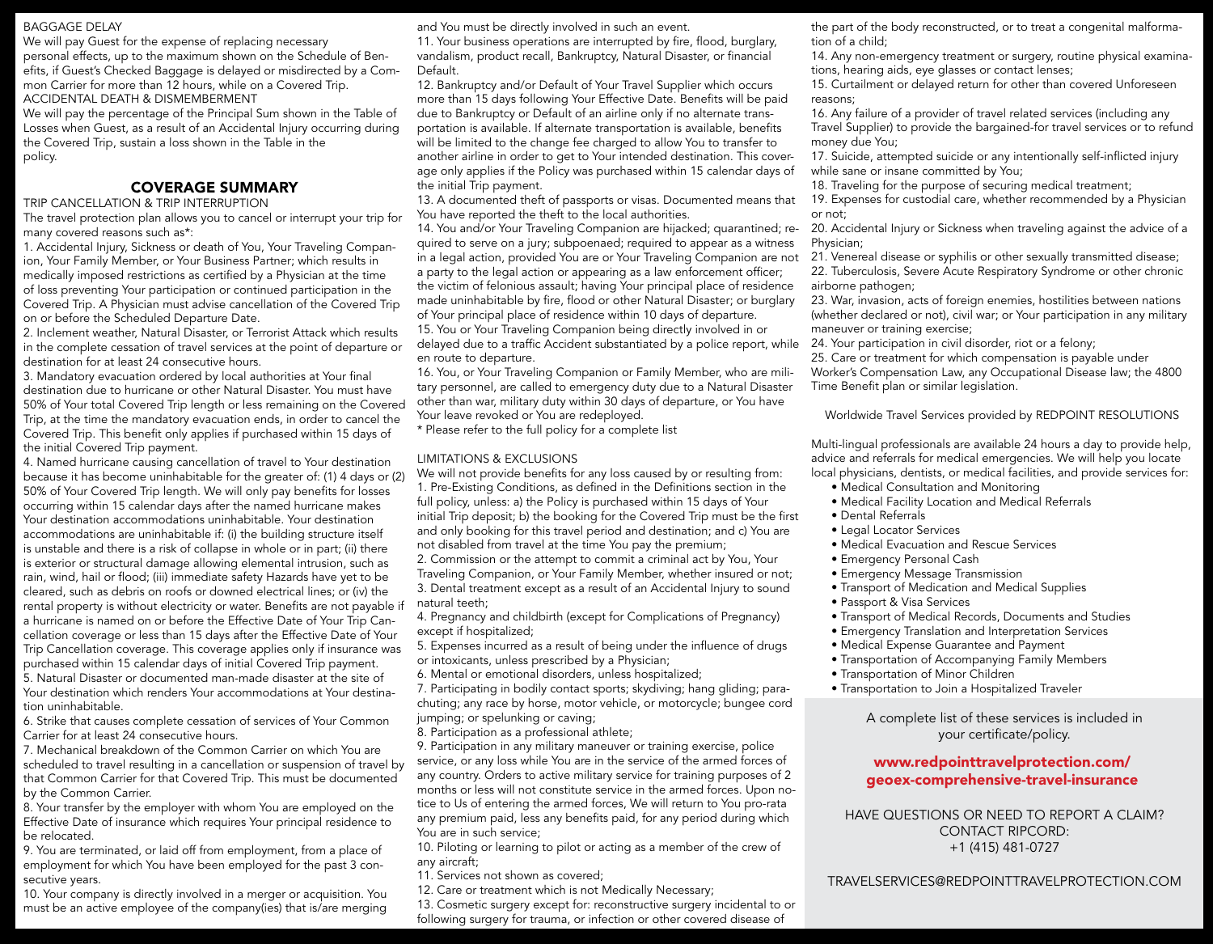BAGGAGE DELAY

We will pay Guest for the expense of replacing necessary personal effects, up to the maximum shown on the Schedule of Benefits, if Guest's Checked Baggage is delayed or misdirected by a Common Carrier for more than 12 hours, while on a Covered Trip.

ACCIDENTAL DEATH & DISMEMBERMENT

We will pay the percentage of the Principal Sum shown in the Table of Losses when Guest, as a result of an Accidental Injury occurring during the Covered Trip, sustain a loss shown in the Table in the policy.

## COVERAGE SUMMARY

TRIP CANCELLATION & TRIP INTERRUPTION

The travel protection plan allows you to cancel or interrupt your trip for many covered reasons such as*:

1. Accidental Injury, Sickness or death of You, Your Traveling Companion, Your Family Member, or Your Business Partner; which results in medically imposed restrictions as certified by a Physician at the time of loss preventing Your participation or continued participation in the Covered Trip. A Physician must advise cancellation of the Covered Trip on or before the Scheduled Departure Date.
2. Inclement weather, Natural Disaster, or Terrorist Attack which results in the complete cessation of travel services at the point of departure or destination for at least 24 consecutive hours.
3. Mandatory evacuation ordered by local authorities at Your final destination due to hurricane or other Natural Disaster. You must have 50% of Your total Covered Trip length or less remaining on the Covered Trip, at the time the mandatory evacuation ends, in order to cancel the Covered Trip. This benefit only applies if purchased within 15 days of the initial Covered Trip payment.
4. Named hurricane causing cancellation of travel to Your destination because it has become uninhabitable for the greater of: (1) 4 days or (2) 50% of Your Covered Trip length. We will only pay benefits for losses occurring within 15 calendar days after the named hurricane makes Your destination accommodations uninhabitable. Your destination accommodations are uninhabitable if: (i) the building structure itself is unstable and there is a risk of collapse in whole or in part; (ii) there is exterior or structural damage allowing elemental intrusion, such as rain, wind, hail or flood; (iii) immediate safety Hazards have yet to be cleared, such as debris on roofs or downed electrical lines; or (iv) the rental property is without electricity or water. Benefits are not payable if a hurricane is named on or before the Effective Date of Your Trip Cancellation coverage or less than 15 days after the Effective Date of Your Trip Cancellation coverage. This coverage applies only if insurance was purchased within 15 calendar days of initial Covered Trip payment.
5. Natural Disaster or documented man-made disaster at the site of Your destination which renders Your accommodations at Your destination uninhabitable.
6. Strike that causes complete cessation of services of Your Common Carrier for at least 24 consecutive hours.
7. Mechanical breakdown of the Common Carrier on which You are scheduled to travel resulting in a cancellation or suspension of travel by that Common Carrier for that Covered Trip. This must be documented by the Common Carrier.
8. Your transfer by the employer with whom You are employed on the Effective Date of insurance which requires Your principal residence to be relocated.
9. You are terminated, or laid off from employment, from a place of employment for which You have been employed for the past 3 consecutive years.
10. Your company is directly involved in a merger or acquisition. You must be an active employee of the company(ies) that is/are merging and You must be directly involved in such an event.
11. Your business operations are interrupted by fire, flood, burglary, vandalism, product recall, Bankruptcy, Natural Disaster, or financial Default.
12. Bankruptcy and/or Default of Your Travel Supplier which occurs more than 15 days following Your Effective Date. Benefits will be paid due to Bankruptcy or Default of an airline only if no alternate transportation is available. If alternate transportation is available, benefits will be limited to the change fee charged to allow You to transfer to another airline in order to get to Your intended destination. This coverage only applies if the Policy was purchased within 15 calendar days of the initial Trip payment.
13. A documented theft of passports or visas. Documented means that You have reported the theft to the local authorities.
14. You and/or Your Traveling Companion are hijacked; quarantined; required to serve on a jury; subpoenaed; required to appear as a witness in a legal action, provided You are or Your Traveling Companion are not a party to the legal action or appearing as a law enforcement officer; the victim of felonious assault; having Your principal place of residence made uninhabitable by fire, flood or other Natural Disaster; or burglary of Your principal place of residence within 10 days of departure.
15. You or Your Traveling Companion being directly involved in or delayed due to a traffic Accident substantiated by a police report, while en route to departure.
16. You, or Your Traveling Companion or Family Member, who are military personnel, are called to emergency duty due to a Natural Disaster other than war, military duty within 30 days of departure, or You have Your leave revoked or You are redeployed.

* Please refer to the full policy for a complete list

LIMITATIONS & EXCLUSIONS

We will not provide benefits for any loss caused by or resulting from:

1. Pre-Existing Conditions, as defined in the Definitions section in the full policy, unless: a) the Policy is purchased within 15 days of Your initial Trip deposit; b) the booking for the Covered Trip must be the first and only booking for this travel period and destination; and c) You are not disabled from travel at the time You pay the premium;
2. Commission or the attempt to commit a criminal act by You, Your Traveling Companion, or Your Family Member, whether insured or not;
3. Dental treatment except as a result of an Accidental Injury to sound natural teeth;
4. Pregnancy and childbirth (except for Complications of Pregnancy) except if hospitalized;
5. Expenses incurred as a result of being under the influence of drugs or intoxicants, unless prescribed by a Physician;
6. Mental or emotional disorders, unless hospitalized;
7. Participating in bodily contact sports; skydiving; hang gliding; parachuting; any race by horse, motor vehicle, or motorcycle; bungee cord jumping; or spelunking or caving;
8. Participation as a professional athlete;
9. Participation in any military maneuver or training exercise, police service, or any loss while You are in the service of the armed forces of any country. Orders to active military service for training purposes of 2 months or less will not constitute service in the armed forces. Upon notice to Us of entering the armed forces, We will return to You pro-rata any premium paid, less any benefits paid, for any period during which You are in such service;
10. Piloting or learning to pilot or acting as a member of the crew of any aircraft;
11. Services not shown as covered;
12. Care or treatment which is not Medically Necessary;
13. Cosmetic surgery except for: reconstructive surgery incidental to or following surgery for trauma, or infection or other covered disease of the part of the body reconstructed, or to treat a congenital malformation of a child;
14. Any non-emergency treatment or surgery, routine physical examinations, hearing aids, eye glasses or contact lenses;
15. Curtailment or delayed return for other than covered Unforeseen reasons;
16. Any failure of a provider of travel related services (including any Travel Supplier) to provide the bargained-for travel services or to refund money due You;
17. Suicide, attempted suicide or any intentionally self-inflicted injury while sane or insane committed by You;
18. Traveling for the purpose of securing medical treatment;
19. Expenses for custodial care, whether recommended by a Physician or not;
20. Accidental Injury or Sickness when traveling against the advice of a Physician;
21. Venereal disease or syphilis or other sexually transmitted disease;
22. Tuberculosis, Severe Acute Respiratory Syndrome or other chronic airborne pathogen;
23. War, invasion, acts of foreign enemies, hostilities between nations (whether declared or not), civil war; or Your participation in any military maneuver or training exercise;
24. Your participation in civil disorder, riot or a felony;
25. Care or treatment for which compensation is payable under Worker's Compensation Law, any Occupational Disease law; the 4800 Time Benefit plan or similar legislation.

Worldwide Travel Services provided by REDPOINT RESOLUTIONS

Multi-lingual professionals are available 24 hours a day to provide help, advice and referrals for medical emergencies. We will help you locate local physicians, dentists, or medical facilities, and provide services for:

- Medical Consultation and Monitoring
- Medical Facility Location and Medical Referrals
- Dental Referrals
- Legal Locator Services
- Medical Evacuation and Rescue Services
- Emergency Personal Cash
- Emergency Message Transmission
- Transport of Medication and Medical Supplies
- Passport & Visa Services
- Transport of Medical Records, Documents and Studies
- Emergency Translation and Interpretation Services
- Medical Expense Guarantee and Payment
- Transportation of Accompanying Family Members
- Transportation of Minor Children
- Transportation to Join a Hospitalized Traveler

A complete list of these services is included in your certificate/policy.

**www.redpointtravelprotection.com/geoex-comprehensive-travel-insurance**

HAVE QUESTIONS OR NEED TO REPORT A CLAIM?
CONTACT RIPCORD:
+1 (415) 481-0727

TRAVELSERVICES@REDPOINTTRAVELPROTECTION.COM